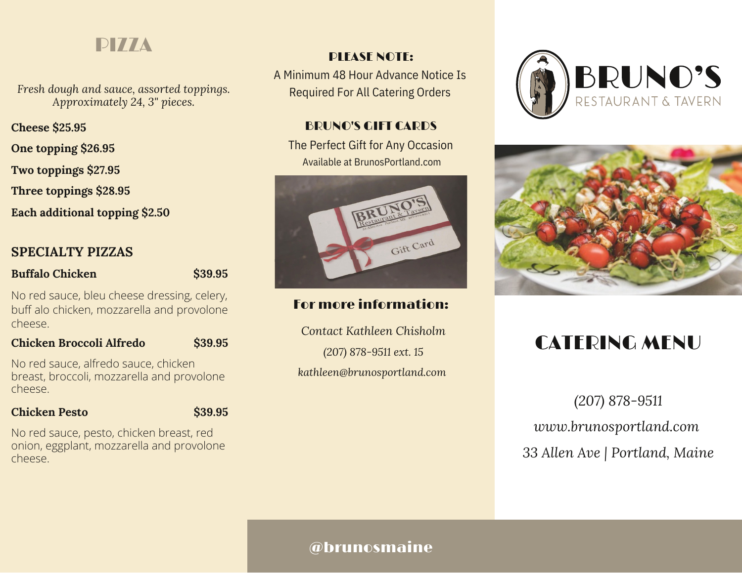# PIZZA

*Fresh dough and sauce, assorted toppings. Approximately 24, 3" pieces.*

**Cheese $25.95**

**One topping $26.95**

**Two toppings $27.95**

**Three toppings $28.95**

**Each additional topping $2.50**

## SPECIALTY PIZZAS

**Buffalo Chicken** **$39.95**

No red sauce, bleu cheese dressing, celery, buff alo chicken, mozzarella and provolone cheese.

**Chicken Broccoli Alfredo** **$39.95**

No red sauce, alfredo sauce, chicken breast, broccoli, mozzarella and provolone cheese.

**Chicken Pesto** **$39.95**

No red sauce, pesto, chicken breast, red onion, eggplant, mozzarella and provolone cheese.

## PLEASE NOTE:

A Minimum 48 Hour Advance Notice Is Required For All Catering Orders

## BRUNO'S GIFT CARDS

The Perfect Gift for Any Occasion

Available at BrunosPortland.com

## For more information:

*Contact Kathleen Chisholm*

*(207) 878-9511 ext. 15*

*kathleen@brunosportland.com*

# BRUNO'S

RESTAURANT & TAVERN

# CATERING MENU

(207) 878-9511

*www.brunosportland.com*

33 Allen Ave | Portland, Maine

@brunosmaine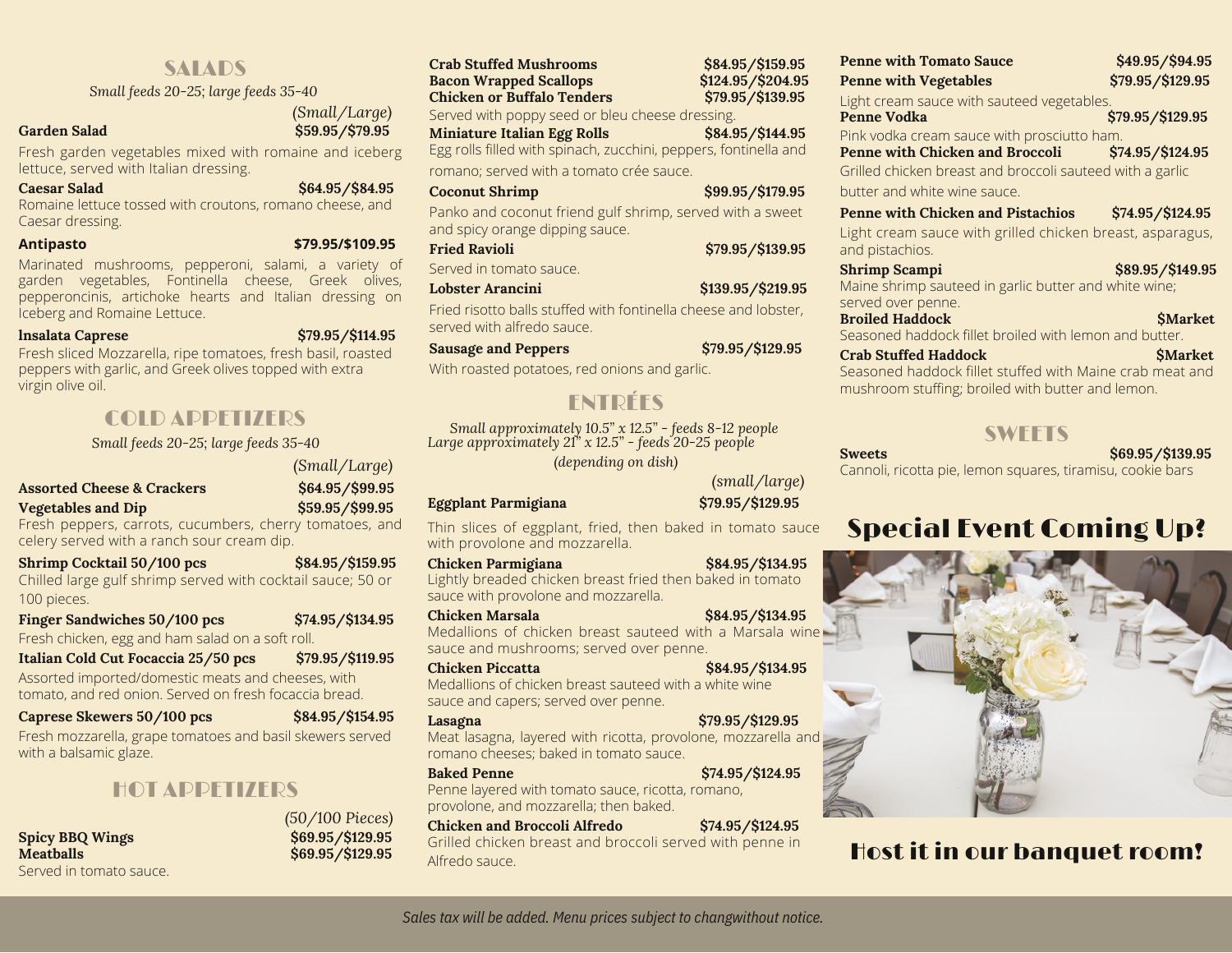## SALADS

*Small feeds 20-25; large feeds 35-40*

*(Small/Large)*

**Garden Salad** $59.95/$79.95

Fresh garden vegetables mixed with romaine and iceberg lettuce, served with Italian dressing.

**Caesar Salad** $64.95/$84.95

Romaine lettuce tossed with croutons, romano cheese, and Caesar dressing.

**Antipasto** $79.95/$109.95

Marinated mushrooms, pepperoni, salami, a variety of garden vegetables, Fontinella cheese, Greek olives, pepperoncinis, artichoke hearts and Italian dressing on Iceberg and Romaine Lettuce.

**Insalata Caprese** $79.95/$114.95

Fresh sliced Mozzarella, ripe tomatoes, fresh basil, roasted peppers with garlic, and Greek olives topped with extra virgin olive oil.

## COLD APPETIZERS

*Small feeds 20-25; large feeds 35-40*

*(Small/Large)*

**Assorted Cheese & Crackers** $64.95/$99.95

**Vegetables and Dip** $59.95/$99.95

Fresh peppers, carrots, cucumbers, cherry tomatoes, and celery served with a ranch sour cream dip.

**Shrimp Cocktail 50/100 pcs** $84.95/$159.95

Chilled large gulf shrimp served with cocktail sauce; 50 or 100 pieces.

**Finger Sandwiches 50/100 pcs** $74.95/$134.95

Fresh chicken, egg and ham salad on a soft roll.

**Italian Cold Cut Focaccia 25/50 pcs** $79.95/$119.95

Assorted imported/domestic meats and cheeses, with tomato, and red onion. Served on fresh focaccia bread.

**Caprese Skewers 50/100 pcs** $84.95/$154.95

Fresh mozzarella, grape tomatoes and basil skewers served with a balsamic glaze.

## HOT APPETIZERS

*(50/100 Pieces)*

**Spicy BBQ Wings** $69.95/$129.95

**Meatballs** $69.95/$129.95

Served in tomato sauce.

**Crab Stuffed Mushrooms** $84.95/$159.95

**Bacon Wrapped Scallops** $124.95/$204.95

**Chicken or Buffalo Tenders** $79.95/$139.95

Served with poppy seed or bleu cheese dressing.

**Miniature Italian Egg Rolls** $84.95/$144.95

Egg rolls filled with spinach, zucchini, peppers, fontinella and romano; served with a tomato crée sauce.

**Coconut Shrimp** $99.95/$179.95

Panko and coconut friend gulf shrimp, served with a sweet and spicy orange dipping sauce.

**Fried Ravioli** $79.95/$139.95

Served in tomato sauce.

**Lobster Arancini** $139.95/$219.95

Fried risotto balls stuffed with fontinella cheese and lobster, served with alfredo sauce.

**Sausage and Peppers** $79.95/$129.95

With roasted potatoes, red onions and garlic.

## ENTRÉES

*Small approximately 10.5" x 12.5" - feeds 8-12 people*
*Large approximately 21" x 12.5" - feeds 20-25 people*
*(depending on dish)*

*(small/large)*

**Eggplant Parmigiana** $79.95/$129.95

Thin slices of eggplant, fried, then baked in tomato sauce with provolone and mozzarella.

**Chicken Parmigiana** $84.95/$134.95

Lightly breaded chicken breast fried then baked in tomato sauce with provolone and mozzarella.

**Chicken Marsala** $84.95/$134.95

Medallions of chicken breast sauteed with a Marsala wine sauce and mushrooms; served over penne.

**Chicken Piccatta** $84.95/$134.95

Medallions of chicken breast sauteed with a white wine sauce and capers; served over penne.

**Lasagna** $79.95/$129.95

Meat lasagna, layered with ricotta, provolone, mozzarella and romano cheeses; baked in tomato sauce.

**Baked Penne** $74.95/$124.95

Penne layered with tomato sauce, ricotta, romano, provolone, and mozzarella; then baked.

**Chicken and Broccoli Alfredo** $74.95/$124.95

Grilled chicken breast and broccoli served with penne in Alfredo sauce.

**Penne with Tomato Sauce** $49.95/$94.95

**Penne with Vegetables** $79.95/$129.95

Light cream sauce with sauteed vegetables.

**Penne Vodka** $79.95/$129.95

Pink vodka cream sauce with prosciutto ham.

**Penne with Chicken and Broccoli** $74.95/$124.95

Grilled chicken breast and broccoli sauteed with a garlic butter and white wine sauce.

**Penne with Chicken and Pistachios** $74.95/$124.95

Light cream sauce with grilled chicken breast, asparagus, and pistachios.

**Shrimp Scampi** $89.95/$149.95

Maine shrimp sauteed in garlic butter and white wine; served over penne.

**Broiled Haddock** $Market

Seasoned haddock fillet broiled with lemon and butter.

**Crab Stuffed Haddock** $Market

Seasoned haddock fillet stuffed with Maine crab meat and mushroom stuffing; broiled with butter and lemon.

## SWEETS

**Sweets** $69.95/$139.95

Cannoli, ricotta pie, lemon squares, tiramisu, cookie bars

# Special Event Coming Up?

## Host it in our banquet room!

*Sales tax will be added. Menu prices subject to changwithout notice.*